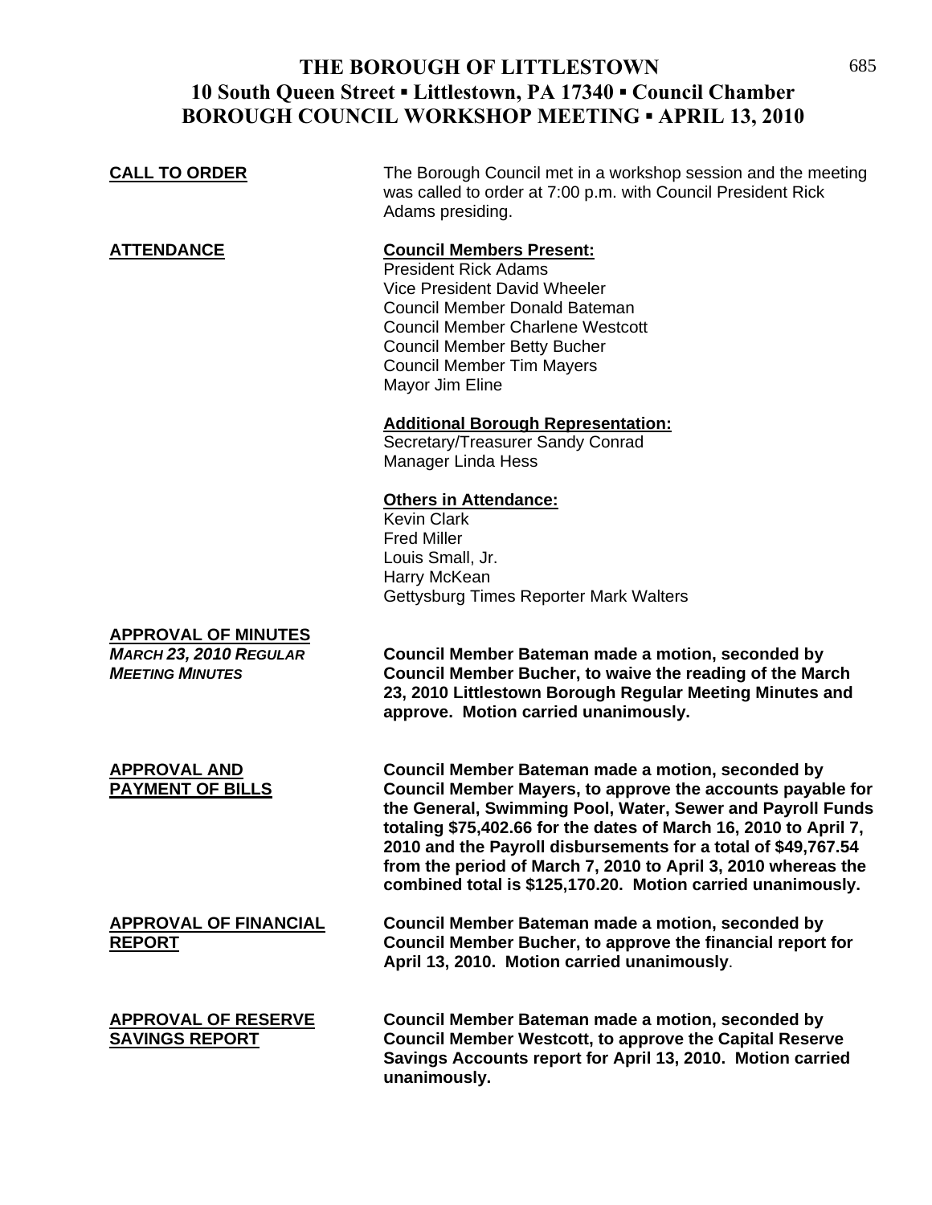# THE BOROUGH OF LITTLESTOWN
## 10 South Queen Street ▪ Littlestown, PA 17340 ▪ Council Chamber
## BOROUGH COUNCIL WORKSHOP MEETING ▪ APRIL 13, 2010

**CALL TO ORDER**

The Borough Council met in a workshop session and the meeting was called to order at 7:00 p.m. with Council President Rick Adams presiding.

**ATTENDANCE**

**Council Members Present:**
President Rick Adams
Vice President David Wheeler
Council Member Donald Bateman
Council Member Charlene Westcott
Council Member Betty Bucher
Council Member Tim Mayers
Mayor Jim Eline

**Additional Borough Representation:**
Secretary/Treasurer Sandy Conrad
Manager Linda Hess

**Others in Attendance:**
Kevin Clark
Fred Miller
Louis Small, Jr.
Harry McKean
Gettysburg Times Reporter Mark Walters

**APPROVAL OF MINUTES**

***MARCH 23, 2010 REGULAR MEETING MINUTES***

**Council Member Bateman made a motion, seconded by Council Member Bucher, to waive the reading of the March 23, 2010 Littlestown Borough Regular Meeting Minutes and approve. Motion carried unanimously.**

**APPROVAL AND PAYMENT OF BILLS**

**Council Member Bateman made a motion, seconded by Council Member Mayers, to approve the accounts payable for the General, Swimming Pool, Water, Sewer and Payroll Funds totaling $75,402.66 for the dates of March 16, 2010 to April 7, 2010 and the Payroll disbursements for a total of $49,767.54 from the period of March 7, 2010 to April 3, 2010 whereas the combined total is $125,170.20. Motion carried unanimously.**

**APPROVAL OF FINANCIAL REPORT**

**Council Member Bateman made a motion, seconded by Council Member Bucher, to approve the financial report for April 13, 2010. Motion carried unanimously.**

**APPROVAL OF RESERVE SAVINGS REPORT**

**Council Member Bateman made a motion, seconded by Council Member Westcott, to approve the Capital Reserve Savings Accounts report for April 13, 2010. Motion carried unanimously.**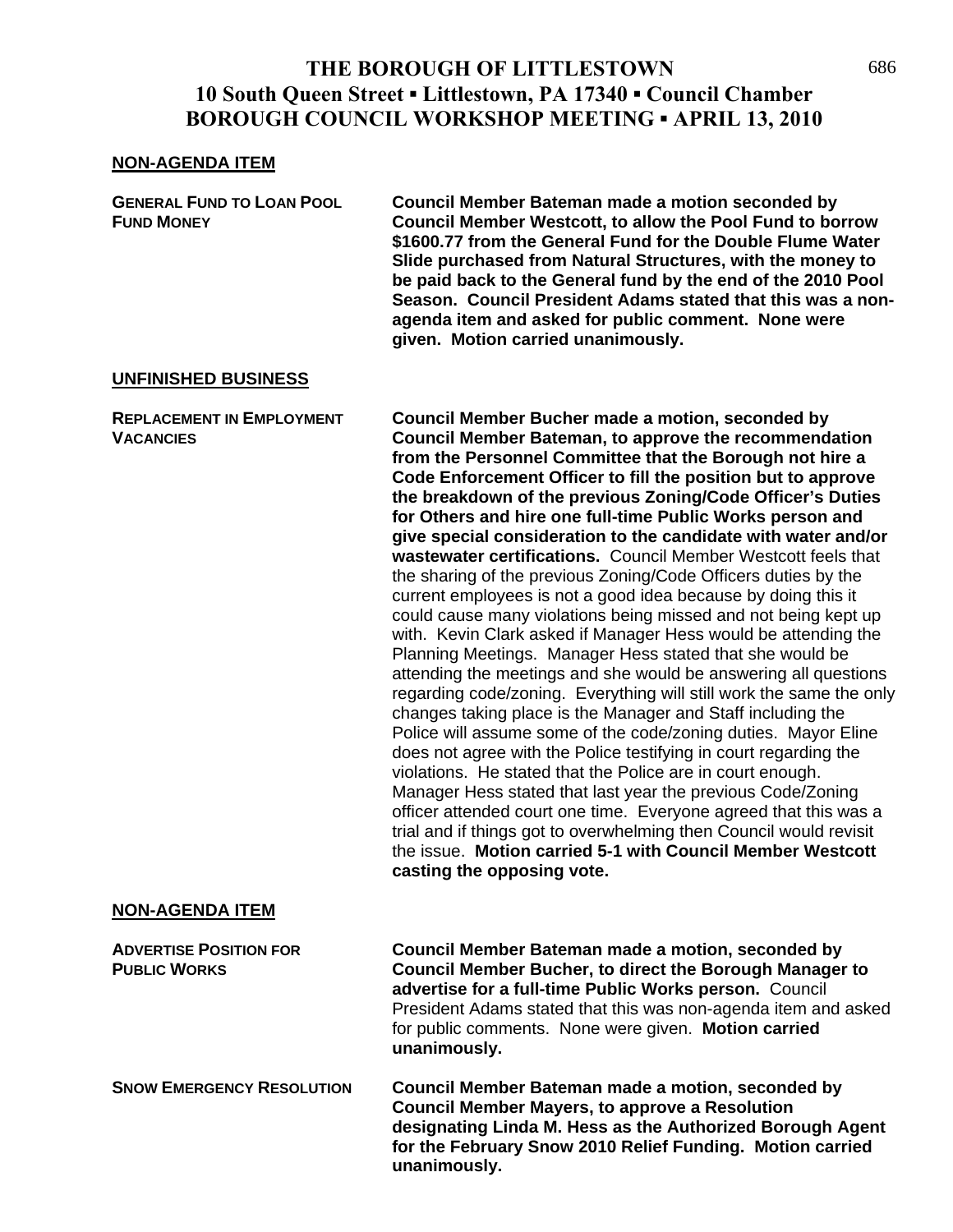# THE BOROUGH OF LITTLESTOWN
## 10 South Queen Street ▪ Littlestown, PA 17340 ▪ Council Chamber
## BOROUGH COUNCIL WORKSHOP MEETING ▪ APRIL 13, 2010

**NON-AGENDA ITEM**

**GENERAL FUND TO LOAN POOL FUND MONEY**

**Council Member Bateman made a motion seconded by Council Member Westcott, to allow the Pool Fund to borrow $1600.77 from the General Fund for the Double Flume Water Slide purchased from Natural Structures, with the money to be paid back to the General fund by the end of the 2010 Pool Season. Council President Adams stated that this was a non-agenda item and asked for public comment. None were given. Motion carried unanimously.**

**UNFINISHED BUSINESS**

**REPLACEMENT IN EMPLOYMENT VACANCIES**

**Council Member Bucher made a motion, seconded by Council Member Bateman, to approve the recommendation from the Personnel Committee that the Borough not hire a Code Enforcement Officer to fill the position but to approve the breakdown of the previous Zoning/Code Officer's Duties for Others and hire one full-time Public Works person and give special consideration to the candidate with water and/or wastewater certifications.** Council Member Westcott feels that the sharing of the previous Zoning/Code Officers duties by the current employees is not a good idea because by doing this it could cause many violations being missed and not being kept up with. Kevin Clark asked if Manager Hess would be attending the Planning Meetings. Manager Hess stated that she would be attending the meetings and she would be answering all questions regarding code/zoning. Everything will still work the same the only changes taking place is the Manager and Staff including the Police will assume some of the code/zoning duties. Mayor Eline does not agree with the Police testifying in court regarding the violations. He stated that the Police are in court enough. Manager Hess stated that last year the previous Code/Zoning officer attended court one time. Everyone agreed that this was a trial and if things got to overwhelming then Council would revisit the issue. **Motion carried 5-1 with Council Member Westcott casting the opposing vote.**

**NON-AGENDA ITEM**

**ADVERTISE POSITION FOR PUBLIC WORKS**

**Council Member Bateman made a motion, seconded by Council Member Bucher, to direct the Borough Manager to advertise for a full-time Public Works person.** Council President Adams stated that this was non-agenda item and asked for public comments. None were given. **Motion carried unanimously.**

**SNOW EMERGENCY RESOLUTION**

**Council Member Bateman made a motion, seconded by Council Member Mayers, to approve a Resolution designating Linda M. Hess as the Authorized Borough Agent for the February Snow 2010 Relief Funding. Motion carried unanimously.**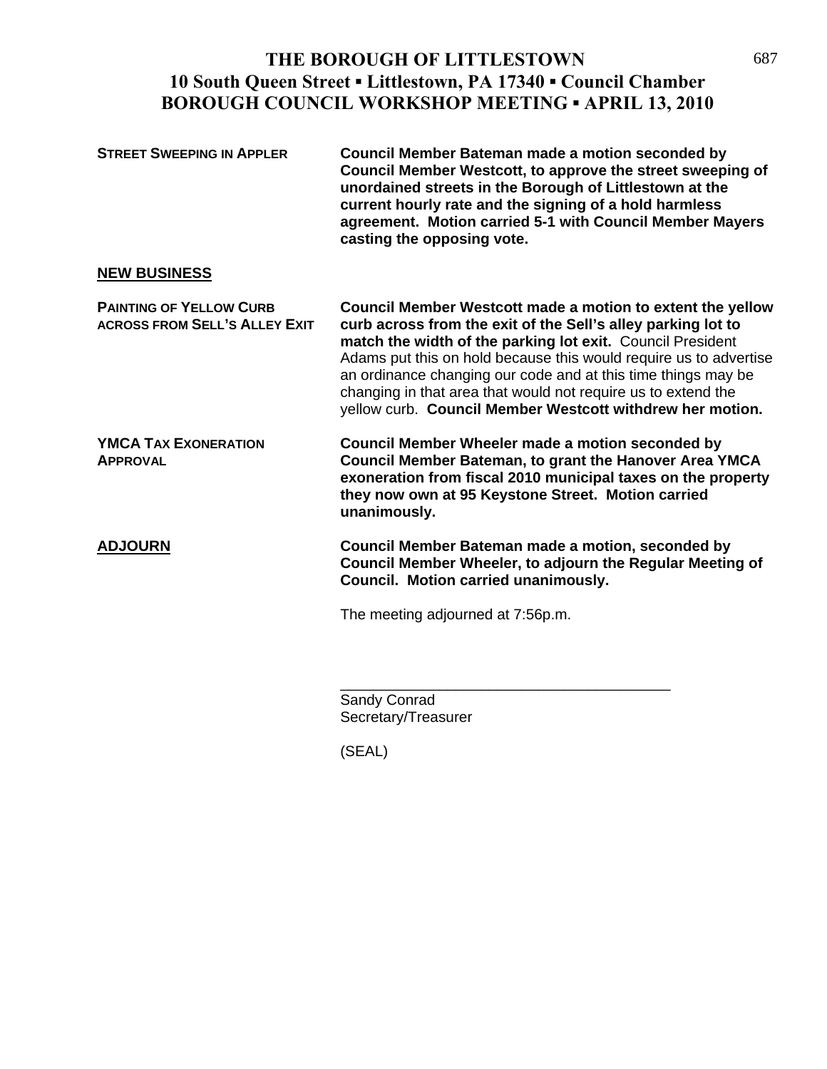# THE BOROUGH OF LITTLESTOWN
## 10 South Queen Street ▪ Littlestown, PA 17340 ▪ Council Chamber
## BOROUGH COUNCIL WORKSHOP MEETING ▪ APRIL 13, 2010

**STREET SWEEPING IN APPLER**

**Council Member Bateman made a motion seconded by Council Member Westcott, to approve the street sweeping of unordained streets in the Borough of Littlestown at the current hourly rate and the signing of a hold harmless agreement. Motion carried 5-1 with Council Member Mayers casting the opposing vote.**

**NEW BUSINESS**

**PAINTING OF YELLOW CURB ACROSS FROM SELL'S ALLEY EXIT**

**Council Member Westcott made a motion to extent the yellow curb across from the exit of the Sell's alley parking lot to match the width of the parking lot exit.** Council President Adams put this on hold because this would require us to advertise an ordinance changing our code and at this time things may be changing in that area that would not require us to extend the yellow curb. **Council Member Westcott withdrew her motion.**

**YMCA TAX EXONERATION APPROVAL**

**Council Member Wheeler made a motion seconded by Council Member Bateman, to grant the Hanover Area YMCA exoneration from fiscal 2010 municipal taxes on the property they now own at 95 Keystone Street. Motion carried unanimously.**

**ADJOURN**

**Council Member Bateman made a motion, seconded by Council Member Wheeler, to adjourn the Regular Meeting of Council. Motion carried unanimously.**

The meeting adjourned at 7:56p.m.

\_\_\_\_\_\_\_\_\_\_\_\_\_\_\_\_\_\_\_\_\_\_\_\_\_\_\_\_\_\_\_\_\_\_\_\_\_\_\_\_

Sandy Conrad
Secretary/Treasurer

(SEAL)